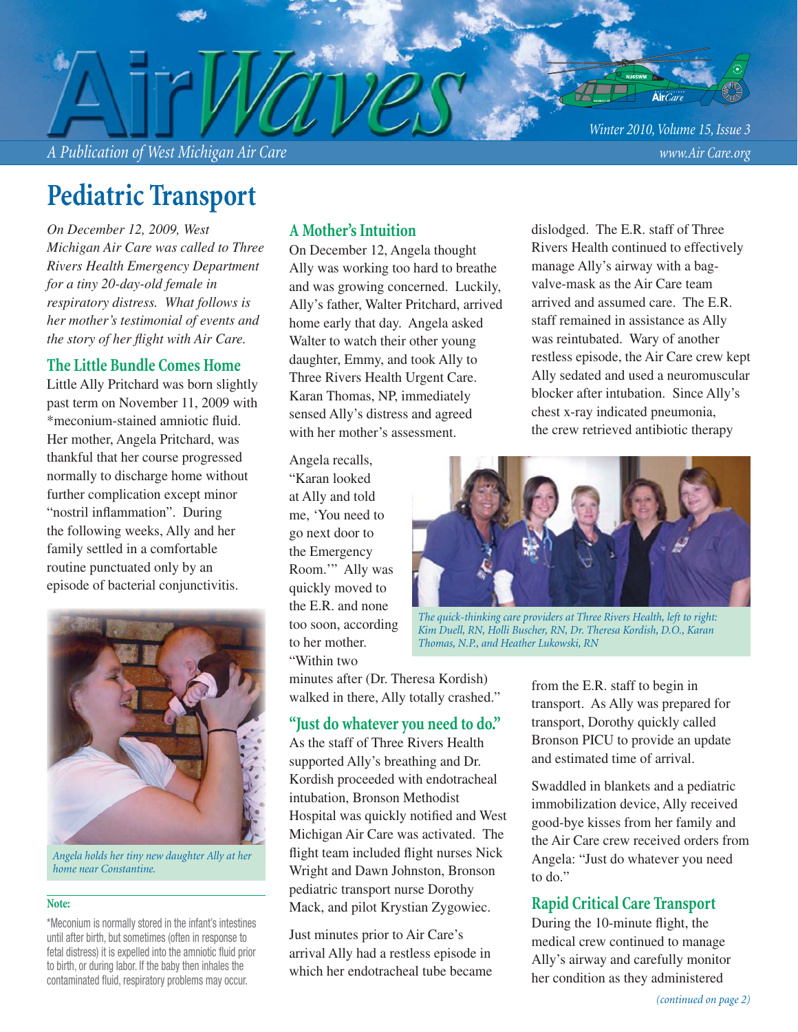# AirWaves

*A Publication of West Michigan Air Care*

*Winter 2010, Volume 15, Issue 3*

*www.Air Care.org*

## Pediatric Transport

*On December 12, 2009, West Michigan Air Care was called to Three Rivers Health Emergency Department for a tiny 20-day-old female in respiratory distress. What follows is her mother's testimonial of events and the story of her flight with Air Care.*

### The Little Bundle Comes Home

Little Ally Pritchard was born slightly past term on November 11, 2009 with *meconium-stained amniotic fluid. Her mother, Angela Pritchard, was thankful that her course progressed normally to discharge home without further complication except minor "nostril inflammation". During the following weeks, Ally and her family settled in a comfortable routine punctuated only by an episode of bacterial conjunctivitis.

*Angela holds her tiny new daughter Ally at her home near Constantine.*

**Note:**

*Meconium is normally stored in the infant's intestines until after birth, but sometimes (often in response to fetal distress) it is expelled into the amniotic fluid prior to birth, or during labor. If the baby then inhales the contaminated fluid, respiratory problems may occur.

### A Mother's Intuition

On December 12, Angela thought Ally was working too hard to breathe and was growing concerned. Luckily, Ally's father, Walter Pritchard, arrived home early that day. Angela asked Walter to watch their other young daughter, Emmy, and took Ally to Three Rivers Health Urgent Care. Karan Thomas, NP, immediately sensed Ally's distress and agreed with her mother's assessment.

Angela recalls, "Karan looked at Ally and told me, 'You need to go next door to the Emergency Room.'" Ally was quickly moved to the E.R. and none too soon, according to her mother. "Within two minutes after (Dr. Theresa Kordish) walked in there, Ally totally crashed."

### "Just do whatever you need to do."

As the staff of Three Rivers Health supported Ally's breathing and Dr. Kordish proceeded with endotracheal intubation, Bronson Methodist Hospital was quickly notified and West Michigan Air Care was activated. The flight team included flight nurses Nick Wright and Dawn Johnston, Bronson pediatric transport nurse Dorothy Mack, and pilot Krystian Zygowiec.

Just minutes prior to Air Care's arrival Ally had a restless episode in which her endotracheal tube became dislodged. The E.R. staff of Three Rivers Health continued to effectively manage Ally's airway with a bag-valve-mask as the Air Care team arrived and assumed care. The E.R. staff remained in assistance as Ally was reintubated. Wary of another restless episode, the Air Care crew kept Ally sedated and used a neuromuscular blocker after intubation. Since Ally's chest x-ray indicated pneumonia, the crew retrieved antibiotic therapy from the E.R. staff to begin in transport. As Ally was prepared for transport, Dorothy quickly called Bronson PICU to provide an update and estimated time of arrival.

*The quick-thinking care providers at Three Rivers Health, left to right: Kim Duell, RN, Holli Buscher, RN, Dr. Theresa Kordish, D.O., Karan Thomas, N.P., and Heather Lukowski, RN*

Swaddled in blankets and a pediatric immobilization device, Ally received good-bye kisses from her family and the Air Care crew received orders from Angela: "Just do whatever you need to do."

### Rapid Critical Care Transport

During the 10-minute flight, the medical crew continued to manage Ally's airway and carefully monitor her condition as they administered

*(continued on page 2)*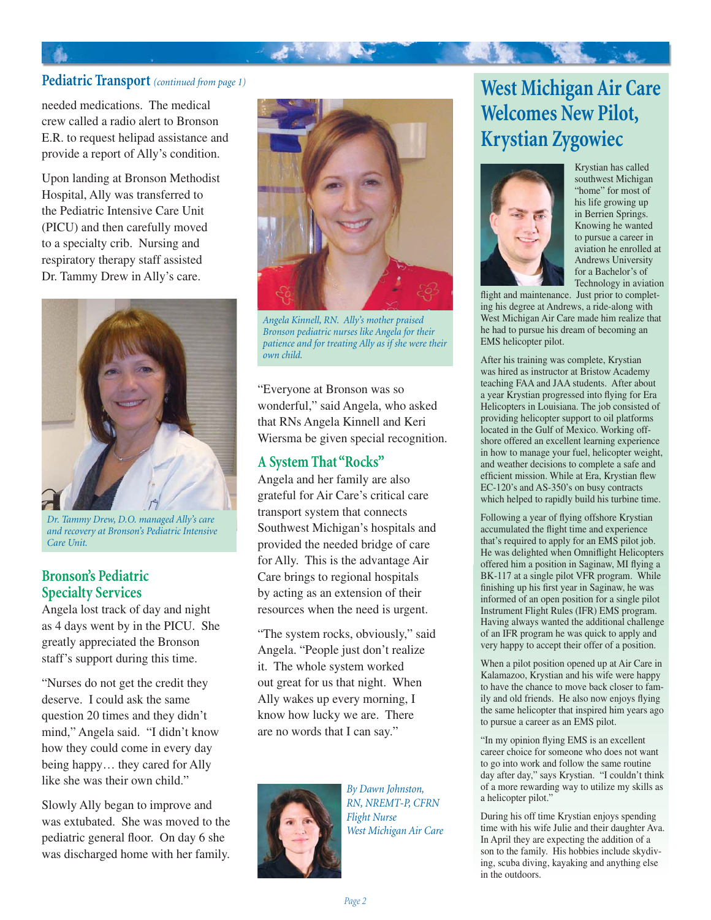## Pediatric Transport *(continued from page 1)*

needed medications. The medical crew called a radio alert to Bronson E.R. to request helipad assistance and provide a report of Ally's condition.

Upon landing at Bronson Methodist Hospital, Ally was transferred to the Pediatric Intensive Care Unit (PICU) and then carefully moved to a specialty crib. Nursing and respiratory therapy staff assisted Dr. Tammy Drew in Ally's care.

*Dr. Tammy Drew, D.O. managed Ally's care and recovery at Bronson's Pediatric Intensive Care Unit.*

### Bronson's Pediatric Specialty Services

Angela lost track of day and night as 4 days went by in the PICU. She greatly appreciated the Bronson staff's support during this time.

"Nurses do not get the credit they deserve. I could ask the same question 20 times and they didn't mind," Angela said. "I didn't know how they could come in every day being happy… they cared for Ally like she was their own child."

Slowly Ally began to improve and was extubated. She was moved to the pediatric general floor. On day 6 she was discharged home with her family.

*Angela Kinnell, RN. Ally's mother praised Bronson pediatric nurses like Angela for their patience and for treating Ally as if she were their own child.*

"Everyone at Bronson was so wonderful," said Angela, who asked that RNs Angela Kinnell and Keri Wiersma be given special recognition.

### A System That "Rocks"

Angela and her family are also grateful for Air Care's critical care transport system that connects Southwest Michigan's hospitals and provided the needed bridge of care for Ally. This is the advantage Air Care brings to regional hospitals by acting as an extension of their resources when the need is urgent.

"The system rocks, obviously," said Angela. "People just don't realize it. The whole system worked out great for us that night. When Ally wakes up every morning, I know how lucky we are. There are no words that I can say."

*By Dawn Johnston, RN, NREMT-P, CFRN*
*Flight Nurse*
*West Michigan Air Care*

## West Michigan Air Care Welcomes New Pilot, Krystian Zygowiec

Krystian has called southwest Michigan "home" for most of his life growing up in Berrien Springs. Knowing he wanted to pursue a career in aviation he enrolled at Andrews University for a Bachelor's of Technology in aviation flight and maintenance. Just prior to completing his degree at Andrews, a ride-along with West Michigan Air Care made him realize that he had to pursue his dream of becoming an EMS helicopter pilot.

After his training was complete, Krystian was hired as instructor at Bristow Academy teaching FAA and JAA students. After about a year Krystian progressed into flying for Era Helicopters in Louisiana. The job consisted of providing helicopter support to oil platforms located in the Gulf of Mexico. Working offshore offered an excellent learning experience in how to manage your fuel, helicopter weight, and weather decisions to complete a safe and efficient mission. While at Era, Krystian flew EC-120's and AS-350's on busy contracts which helped to rapidly build his turbine time.

Following a year of flying offshore Krystian accumulated the flight time and experience that's required to apply for an EMS pilot job. He was delighted when Omniflight Helicopters offered him a position in Saginaw, MI flying a BK-117 at a single pilot VFR program. While finishing up his first year in Saginaw, he was informed of an open position for a single pilot Instrument Flight Rules (IFR) EMS program. Having always wanted the additional challenge of an IFR program he was quick to apply and very happy to accept their offer of a position.

When a pilot position opened up at Air Care in Kalamazoo, Krystian and his wife were happy to have the chance to move back closer to family and old friends. He also now enjoys flying the same helicopter that inspired him years ago to pursue a career as an EMS pilot.

"In my opinion flying EMS is an excellent career choice for someone who does not want to go into work and follow the same routine day after day," says Krystian. "I couldn't think of a more rewarding way to utilize my skills as a helicopter pilot."

During his off time Krystian enjoys spending time with his wife Julie and their daughter Ava. In April they are expecting the addition of a son to the family. His hobbies include skydiving, scuba diving, kayaking and anything else in the outdoors.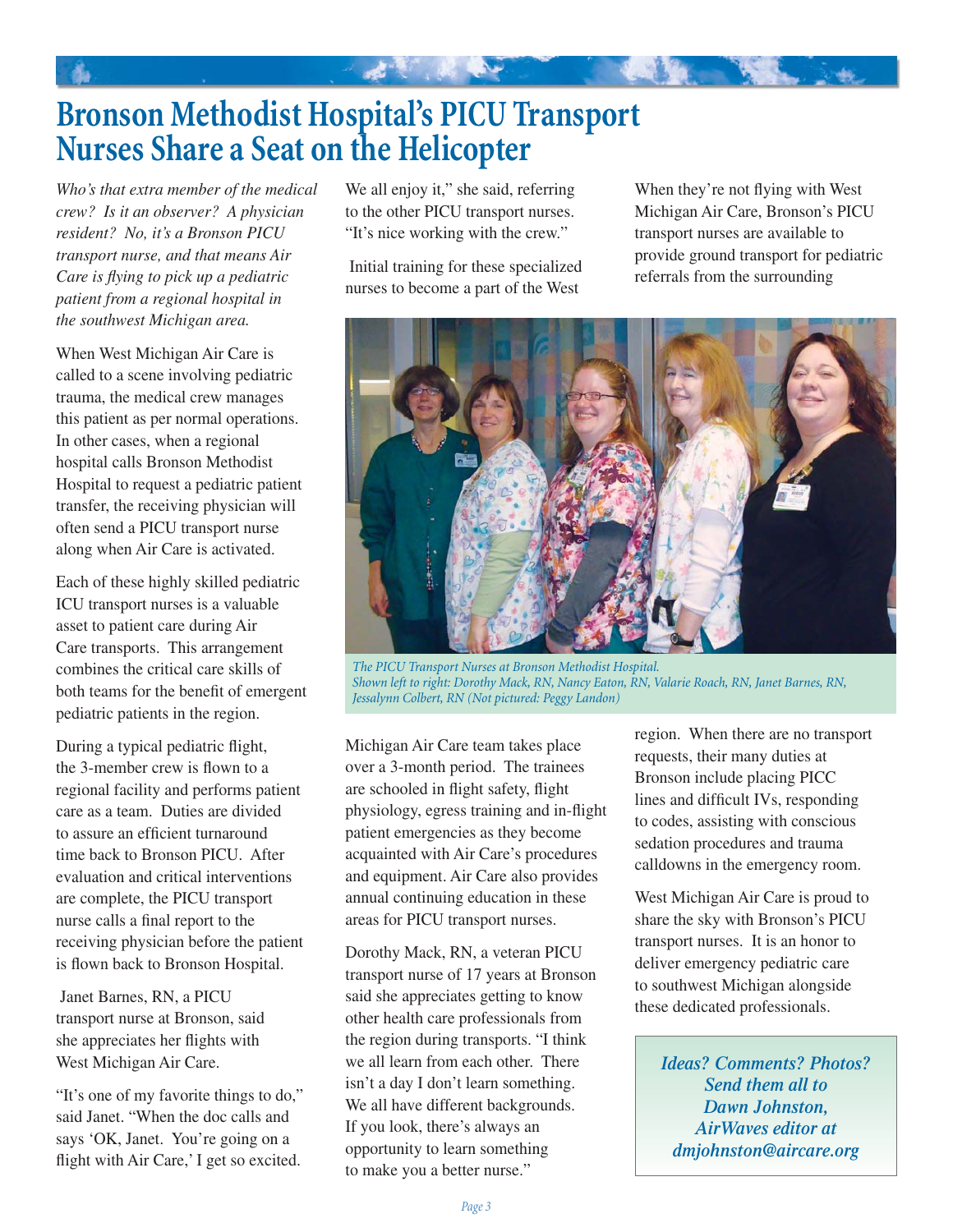# Bronson Methodist Hospital's PICU Transport Nurses Share a Seat on the Helicopter

*Who's that extra member of the medical crew? Is it an observer? A physician resident? No, it's a Bronson PICU transport nurse, and that means Air Care is flying to pick up a pediatric patient from a regional hospital in the southwest Michigan area.*

When West Michigan Air Care is called to a scene involving pediatric trauma, the medical crew manages this patient as per normal operations. In other cases, when a regional hospital calls Bronson Methodist Hospital to request a pediatric patient transfer, the receiving physician will often send a PICU transport nurse along when Air Care is activated.

Each of these highly skilled pediatric ICU transport nurses is a valuable asset to patient care during Air Care transports. This arrangement combines the critical care skills of both teams for the benefit of emergent pediatric patients in the region.

During a typical pediatric flight, the 3-member crew is flown to a regional facility and performs patient care as a team. Duties are divided to assure an efficient turnaround time back to Bronson PICU. After evaluation and critical interventions are complete, the PICU transport nurse calls a final report to the receiving physician before the patient is flown back to Bronson Hospital.

Janet Barnes, RN, a PICU transport nurse at Bronson, said she appreciates her flights with West Michigan Air Care.

"It's one of my favorite things to do," said Janet. "When the doc calls and says 'OK, Janet. You're going on a flight with Air Care,' I get so excited. We all enjoy it," she said, referring to the other PICU transport nurses. "It's nice working with the crew."

Initial training for these specialized nurses to become a part of the West Michigan Air Care team takes place over a 3-month period. The trainees are schooled in flight safety, flight physiology, egress training and in-flight patient emergencies as they become acquainted with Air Care's procedures and equipment. Air Care also provides annual continuing education in these areas for PICU transport nurses.

Dorothy Mack, RN, a veteran PICU transport nurse of 17 years at Bronson said she appreciates getting to know other health care professionals from the region during transports. "I think we all learn from each other. There isn't a day I don't learn something. We all have different backgrounds. If you look, there's always an opportunity to learn something to make you a better nurse."

When they're not flying with West Michigan Air Care, Bronson's PICU transport nurses are available to provide ground transport for pediatric referrals from the surrounding region. When there are no transport requests, their many duties at Bronson include placing PICC lines and difficult IVs, responding to codes, assisting with conscious sedation procedures and trauma calldowns in the emergency room.

West Michigan Air Care is proud to share the sky with Bronson's PICU transport nurses. It is an honor to deliver emergency pediatric care to southwest Michigan alongside these dedicated professionals.

*The PICU Transport Nurses at Bronson Methodist Hospital. Shown left to right: Dorothy Mack, RN, Nancy Eaton, RN, Valarie Roach, RN, Janet Barnes, RN, Jessalynn Colbert, RN (Not pictured: Peggy Landon)*

***Ideas? Comments? Photos? Send them all to Dawn Johnston, AirWaves editor at dmjohnston@aircare.org***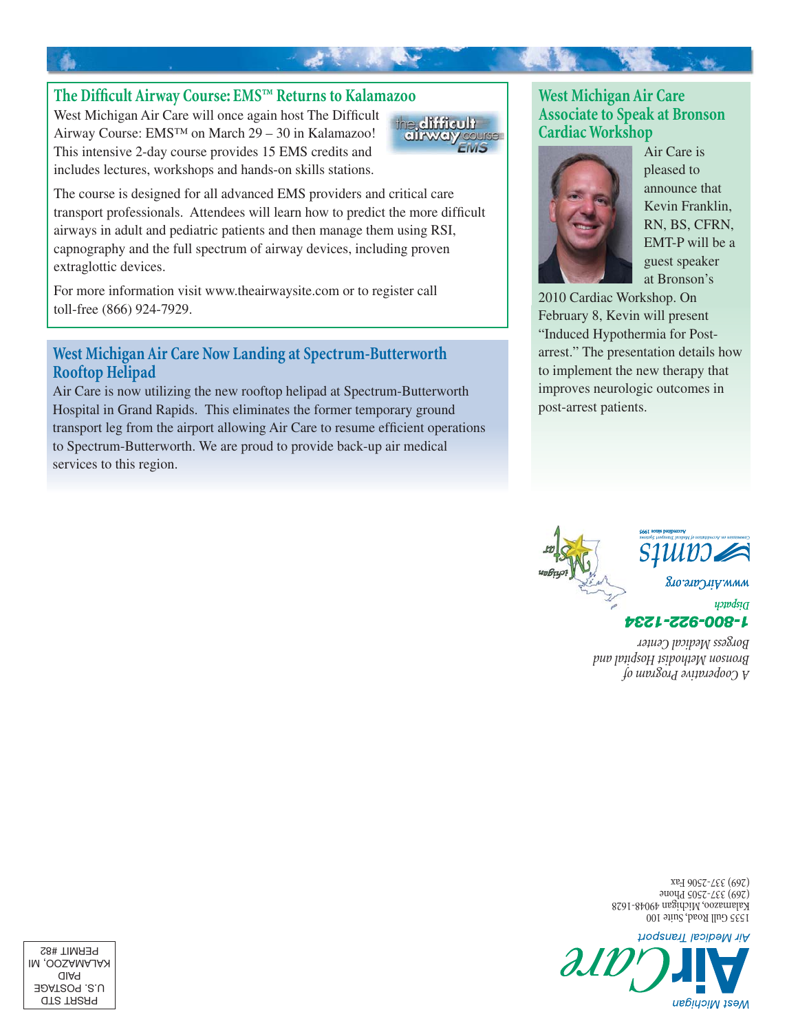## The Difficult Airway Course: EMS™ Returns to Kalamazoo

West Michigan Air Care will once again host The Difficult Airway Course: EMS™ on March 29 – 30 in Kalamazoo! This intensive 2-day course provides 15 EMS credits and includes lectures, workshops and hands-on skills stations.

The course is designed for all advanced EMS providers and critical care transport professionals. Attendees will learn how to predict the more difficult airways in adult and pediatric patients and then manage them using RSI, capnography and the full spectrum of airway devices, including proven extraglottic devices.

For more information visit www.theairwaysite.com or to register call toll-free (866) 924-7929.

## West Michigan Air Care Now Landing at Spectrum-Butterworth Rooftop Helipad

Air Care is now utilizing the new rooftop helipad at Spectrum-Butterworth Hospital in Grand Rapids. This eliminates the former temporary ground transport leg from the airport allowing Air Care to resume efficient operations to Spectrum-Butterworth. We are proud to provide back-up air medical services to this region.

## West Michigan Air Care Associate to Speak at Bronson Cardiac Workshop

Air Care is pleased to announce that Kevin Franklin, RN, BS, CFRN, EMT-P will be a guest speaker at Bronson's 2010 Cardiac Workshop. On February 8, Kevin will present "Induced Hypothermia for Post-arrest." The presentation details how to implement the new therapy that improves neurologic outcomes in post-arrest patients.

camts
Commission on Accreditation of Medical Transport Systems
Accredited since 1995

www.AirCare.org

*Dispatch*
**1-800-922-1234**

*A Cooperative Program of Bronson Methodist Hospital and Borgess Medical Center*

West Michigan
**Air***Care*
*Air Medical Transport*

1535 Gull Road, Suite 100
Kalamazoo, Michigan 49048-1628
(269) 337-2505 Phone
(269) 337-2506 Fax

PRSRT STD
U.S. POSTAGE
PAID
KALAMAZOO, MI
PERMIT #82